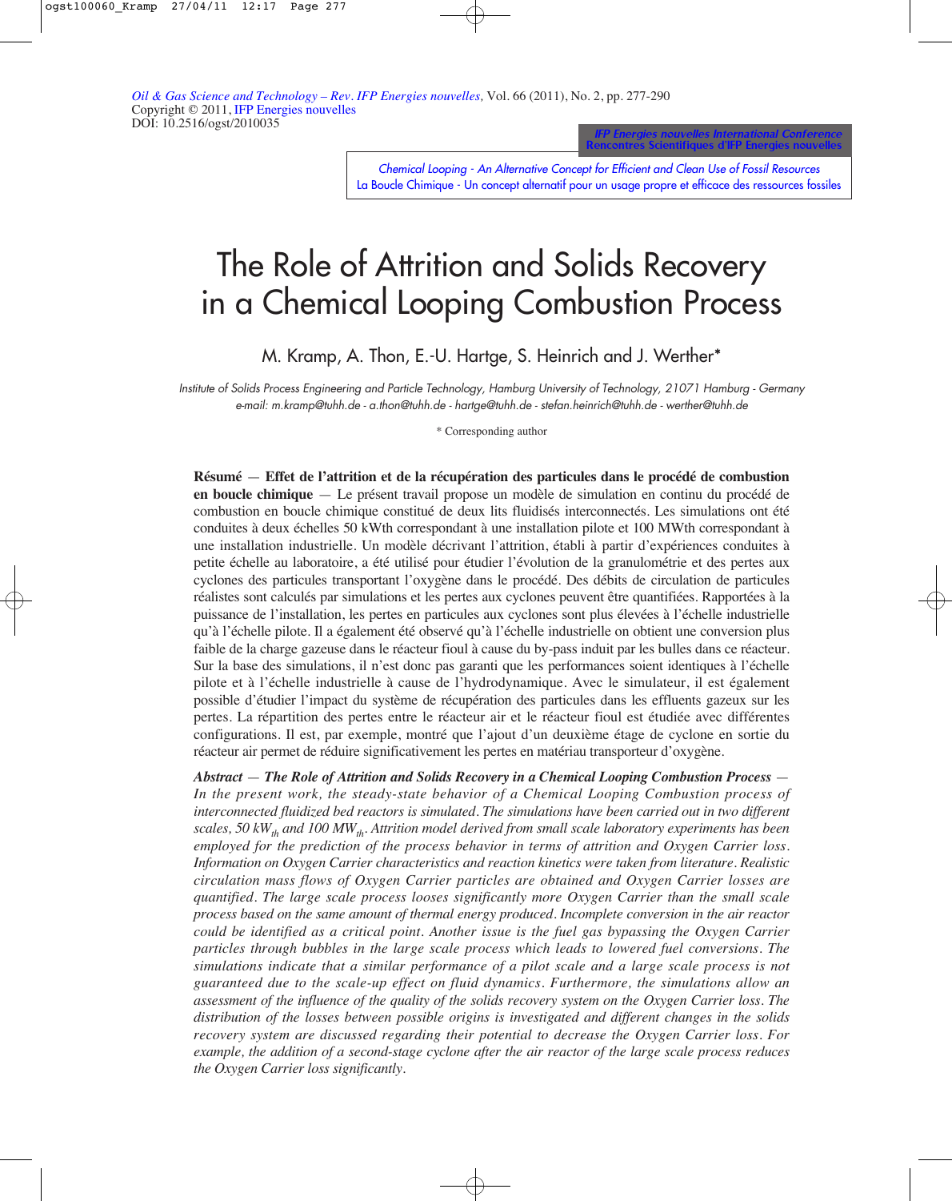Oil & Gas Science and Technology – Rev. IFP Energies nouvelles, Vol. 66 (2011), No. 2, pp. 277-290
Copyright © 2011, IFP Energies nouvelles
DOI: 10.2516/ogst/2010035

IFP Energies nouvelles International Conference
Rencontres Scientifiques d'IFP Energies nouvelles

Chemical Looping - An Alternative Concept for Efficient and Clean Use of Fossil Resources
La Boucle Chimique - Un concept alternatif pour un usage propre et efficace des ressources fossiles

# The Role of Attrition and Solids Recovery in a Chemical Looping Combustion Process

M. Kramp, A. Thon, E.-U. Hartge, S. Heinrich and J. Werther*

*Institute of Solids Process Engineering and Particle Technology, Hamburg University of Technology, 21071 Hamburg - Germany*
*e-mail: m.kramp@tuhh.de - a.thon@tuhh.de - hartge@tuhh.de - stefan.heinrich@tuhh.de - werther@tuhh.de*

\* Corresponding author

**Résumé — Effet de l'attrition et de la récupération des particules dans le procédé de combustion en boucle chimique** — Le présent travail propose un modèle de simulation en continu du procédé de combustion en boucle chimique constitué de deux lits fluidisés interconnectés. Les simulations ont été conduites à deux échelles 50 kWth correspondant à une installation pilote et 100 MWth correspondant à une installation industrielle. Un modèle décrivant l'attrition, établi à partir d'expériences conduites à petite échelle au laboratoire, a été utilisé pour étudier l'évolution de la granulométrie et des pertes aux cyclones des particules transportant l'oxygène dans le procédé. Des débits de circulation de particules réalistes sont calculés par simulations et les pertes aux cyclones peuvent être quantifiées. Rapportées à la puissance de l'installation, les pertes en particules aux cyclones sont plus élevées à l'échelle industrielle qu'à l'échelle pilote. Il a également été observé qu'à l'échelle industrielle on obtient une conversion plus faible de la charge gazeuse dans le réacteur fioul à cause du by-pass induit par les bulles dans ce réacteur. Sur la base des simulations, il n'est donc pas garanti que les performances soient identiques à l'échelle pilote et à l'échelle industrielle à cause de l'hydrodynamique. Avec le simulateur, il est également possible d'étudier l'impact du système de récupération des particules dans les effluents gazeux sur les pertes. La répartition des pertes entre le réacteur air et le réacteur fioul est étudiée avec différentes configurations. Il est, par exemple, montré que l'ajout d'un deuxième étage de cyclone en sortie du réacteur air permet de réduire significativement les pertes en matériau transporteur d'oxygène.

***Abstract — The Role of Attrition and Solids Recovery in a Chemical Looping Combustion Process*** — *In the present work, the steady-state behavior of a Chemical Looping Combustion process of interconnected fluidized bed reactors is simulated. The simulations have been carried out in two different scales, 50 $kW_{th}$ and 100 $MW_{th}$. Attrition model derived from small scale laboratory experiments has been employed for the prediction of the process behavior in terms of attrition and Oxygen Carrier loss. Information on Oxygen Carrier characteristics and reaction kinetics were taken from literature. Realistic circulation mass flows of Oxygen Carrier particles are obtained and Oxygen Carrier losses are quantified. The large scale process looses significantly more Oxygen Carrier than the small scale process based on the same amount of thermal energy produced. Incomplete conversion in the air reactor could be identified as a critical point. Another issue is the fuel gas bypassing the Oxygen Carrier particles through bubbles in the large scale process which leads to lowered fuel conversions. The simulations indicate that a similar performance of a pilot scale and a large scale process is not guaranteed due to the scale-up effect on fluid dynamics. Furthermore, the simulations allow an assessment of the influence of the quality of the solids recovery system on the Oxygen Carrier loss. The distribution of the losses between possible origins is investigated and different changes in the solids recovery system are discussed regarding their potential to decrease the Oxygen Carrier loss. For example, the addition of a second-stage cyclone after the air reactor of the large scale process reduces the Oxygen Carrier loss significantly.*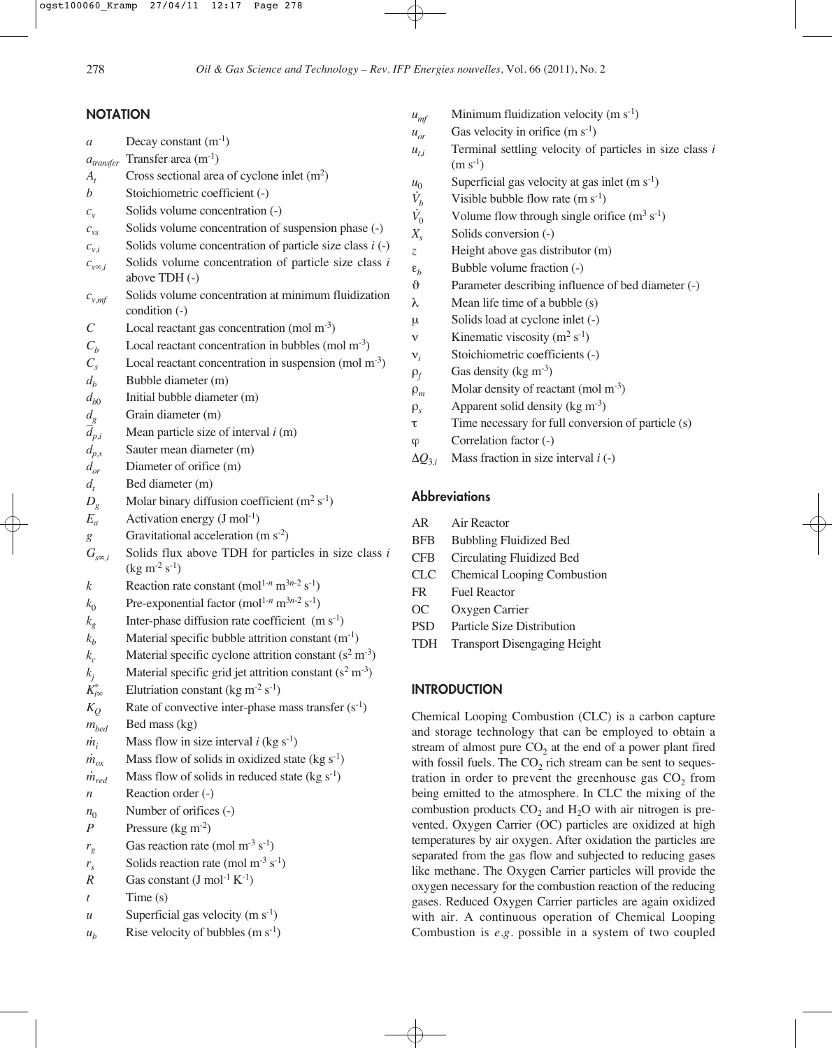## NOTATION

| Symbol | Description |
|---|---|
| $a$ | Decay constant ($m^{-1}$) |
| $a_{transfer}$ | Transfer area ($m^{-1}$) |
| $A_t$ | Cross sectional area of cyclone inlet ($m^2$) |
| $b$ | Stoichiometric coefficient (-) |
| $c_v$ | Solids volume concentration (-) |
| $c_{vs}$ | Solids volume concentration of suspension phase (-) |
| $c_{v,i}$ | Solids volume concentration of particle size class $i$ (-) |
| $c_{v\infty,i}$ | Solids volume concentration of particle size class $i$ above TDH (-) |
| $c_{v,mf}$ | Solids volume concentration at minimum fluidization condition (-) |
| $C$ | Local reactant gas concentration (mol $m^{-3}$) |
| $C_b$ | Local reactant concentration in bubbles (mol $m^{-3}$) |
| $C_s$ | Local reactant concentration in suspension (mol $m^{-3}$) |
| $d_b$ | Bubble diameter (m) |
| $d_{b0}$ | Initial bubble diameter (m) |
| $d_g$ | Grain diameter (m) |
| $\bar{d}_{p,i}$ | Mean particle size of interval $i$ (m) |
| $d_{p,s}$ | Sauter mean diameter (m) |
| $d_{or}$ | Diameter of orifice (m) |
| $d_t$ | Bed diameter (m) |
| $D_g$ | Molar binary diffusion coefficient ($m^2$ $s^{-1}$) |
| $E_a$ | Activation energy (J $mol^{-1}$) |
| $g$ | Gravitational acceleration (m $s^{-2}$) |
| $G_{s\infty,i}$ | Solids flux above TDH for particles in size class $i$ (kg $m^{-2}$ $s^{-1}$) |
| $k$ | Reaction rate constant ($mol^{1-n}$ $m^{3n-2}$ $s^{-1}$) |
| $k_0$ | Pre-exponential factor ($mol^{1-n}$ $m^{3n-2}$ $s^{-1}$) |
| $k_g$ | Inter-phase diffusion rate coefficient (m $s^{-1}$) |
| $k_b$ | Material specific bubble attrition constant ($m^{-1}$) |
| $k_c$ | Material specific cyclone attrition constant ($s^2$ $m^{-3}$) |
| $k_j$ | Material specific grid jet attrition constant ($s^2$ $m^{-3}$) |
| $K^*_{i\infty}$ | Elutriation constant (kg $m^{-2}$ $s^{-1}$) |
| $K_Q$ | Rate of convective inter-phase mass transfer ($s^{-1}$) |
| $m_{bed}$ | Bed mass (kg) |
| $\dot{m}_i$ | Mass flow in size interval $i$ (kg $s^{-1}$) |
| $\dot{m}_{ox}$ | Mass flow of solids in oxidized state (kg $s^{-1}$) |
| $\dot{m}_{red}$ | Mass flow of solids in reduced state (kg $s^{-1}$) |
| $n$ | Reaction order (-) |
| $n_0$ | Number of orifices (-) |
| $P$ | Pressure (kg $m^{-2}$) |
| $r_g$ | Gas reaction rate (mol $m^{-3}$ $s^{-1}$) |
| $r_s$ | Solids reaction rate (mol $m^{-3}$ $s^{-1}$) |
| $R$ | Gas constant (J $mol^{-1}$ $K^{-1}$) |
| $t$ | Time (s) |
| $u$ | Superficial gas velocity (m $s^{-1}$) |
| $u_b$ | Rise velocity of bubbles (m $s^{-1}$) |
| $u_{mf}$ | Minimum fluidization velocity (m $s^{-1}$) |
| $u_{or}$ | Gas velocity in orifice (m $s^{-1}$) |
| $u_{t,i}$ | Terminal settling velocity of particles in size class $i$ (m $s^{-1}$) |
| $u_0$ | Superficial gas velocity at gas inlet (m $s^{-1}$) |
| $\dot{V}_b$ | Visible bubble flow rate (m $s^{-1}$) |
| $\dot{V}_0$ | Volume flow through single orifice ($m^3$ $s^{-1}$) |
| $X_s$ | Solids conversion (-) |
| $z$ | Height above gas distributor (m) |
| $\varepsilon_b$ | Bubble volume fraction (-) |
| $\vartheta$ | Parameter describing influence of bed diameter (-) |
| $\lambda$ | Mean life time of a bubble (s) |
| $\mu$ | Solids load at cyclone inlet (-) |
| $\nu$ | Kinematic viscosity ($m^2$ $s^{-1}$) |
| $\nu_i$ | Stoichiometric coefficients (-) |
| $\rho_f$ | Gas density (kg $m^{-3}$) |
| $\rho_m$ | Molar density of reactant (mol $m^{-3}$) |
| $\rho_s$ | Apparent solid density (kg $m^{-3}$) |
| $\tau$ | Time necessary for full conversion of particle (s) |
| $\varphi$ | Correlation factor (-) |
| $\Delta Q_{3,i}$ | Mass fraction in size interval $i$ (-) |

### Abbreviations

| Abbreviation | Meaning |
|---|---|
| AR | Air Reactor |
| BFB | Bubbling Fluidized Bed |
| CFB | Circulating Fluidized Bed |
| CLC | Chemical Looping Combustion |
| FR | Fuel Reactor |
| OC | Oxygen Carrier |
| PSD | Particle Size Distribution |
| TDH | Transport Disengaging Height |

## INTRODUCTION

Chemical Looping Combustion (CLC) is a carbon capture and storage technology that can be employed to obtain a stream of almost pure $CO_2$ at the end of a power plant fired with fossil fuels. The $CO_2$ rich stream can be sent to sequestration in order to prevent the greenhouse gas $CO_2$ from being emitted to the atmosphere. In CLC the mixing of the combustion products $CO_2$ and $H_2O$ with air nitrogen is prevented. Oxygen Carrier (OC) particles are oxidized at high temperatures by air oxygen. After oxidation the particles are separated from the gas flow and subjected to reducing gases like methane. The Oxygen Carrier particles will provide the oxygen necessary for the combustion reaction of the reducing gases. Reduced Oxygen Carrier particles are again oxidized with air. A continuous operation of Chemical Looping Combustion is *e.g.* possible in a system of two coupled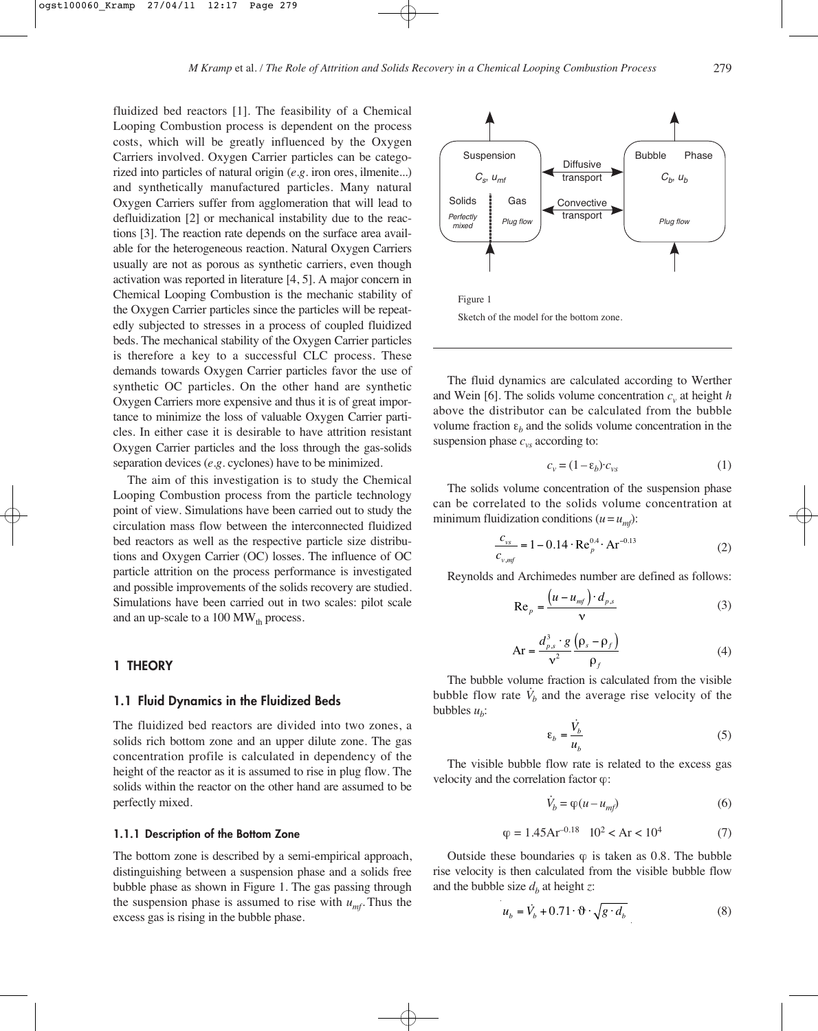fluidized bed reactors [1]. The feasibility of a Chemical Looping Combustion process is dependent on the process costs, which will be greatly influenced by the Oxygen Carriers involved. Oxygen Carrier particles can be categorized into particles of natural origin (*e.g.* iron ores, ilmenite...) and synthetically manufactured particles. Many natural Oxygen Carriers suffer from agglomeration that will lead to defluidization [2] or mechanical instability due to the reactions [3]. The reaction rate depends on the surface area available for the heterogeneous reaction. Natural Oxygen Carriers usually are not as porous as synthetic carriers, even though activation was reported in literature [4, 5]. A major concern in Chemical Looping Combustion is the mechanic stability of the Oxygen Carrier particles since the particles will be repeatedly subjected to stresses in a process of coupled fluidized beds. The mechanical stability of the Oxygen Carrier particles is therefore a key to a successful CLC process. These demands towards Oxygen Carrier particles favor the use of synthetic OC particles. On the other hand are synthetic Oxygen Carriers more expensive and thus it is of great importance to minimize the loss of valuable Oxygen Carrier particles. In either case it is desirable to have attrition resistant Oxygen Carrier particles and the loss through the gas-solids separation devices (*e.g.* cyclones) have to be minimized.

The aim of this investigation is to study the Chemical Looping Combustion process from the particle technology point of view. Simulations have been carried out to study the circulation mass flow between the interconnected fluidized bed reactors as well as the respective particle size distributions and Oxygen Carrier (OC) losses. The influence of OC particle attrition on the process performance is investigated and possible improvements of the solids recovery are studied. Simulations have been carried out in two scales: pilot scale and an up-scale to a 100 $MW_{th}$ process.

## 1 THEORY

### 1.1 Fluid Dynamics in the Fluidized Beds

The fluidized bed reactors are divided into two zones, a solids rich bottom zone and an upper dilute zone. The gas concentration profile is calculated in dependency of the height of the reactor as it is assumed to rise in plug flow. The solids within the reactor on the other hand are assumed to be perfectly mixed.

#### 1.1.1 Description of the Bottom Zone

The bottom zone is described by a semi-empirical approach, distinguishing between a suspension phase and a solids free bubble phase as shown in Figure 1. The gas passing through the suspension phase is assumed to rise with $u_{mf}$. Thus the excess gas is rising in the bubble phase.

Suspension
$C_s$, $u_{mf}$
Solids
Perfectly mixed
Gas
Plug flow
Diffusive transport
Convective transport
Bubble Phase
$C_b$, $u_b$
Plug flow

Figure 1

Sketch of the model for the bottom zone.

The fluid dynamics are calculated according to Werther and Wein [6]. The solids volume concentration $c_v$ at height $h$ above the distributor can be calculated from the bubble volume fraction $\varepsilon_b$ and the solids volume concentration in the suspension phase $c_{vs}$ according to:

$$c_v = (1 - \varepsilon_b) \cdot c_{vs} \tag{1}$$

The solids volume concentration of the suspension phase can be correlated to the solids volume concentration at minimum fluidization conditions ($u = u_{mf}$):

$$\frac{c_{vs}}{c_{v,mf}} = 1 - 0.14 \cdot \mathrm{Re}_p^{0.4} \cdot \mathrm{Ar}^{-0.13} \tag{2}$$

Reynolds and Archimedes number are defined as follows:

$$\mathrm{Re}_p = \frac{\left(u - u_{mf}\right) \cdot d_{p,s}}{\nu} \tag{3}$$

$$\mathrm{Ar} = \frac{d_{p,s}^3 \cdot g}{\nu^2} \frac{\left(\rho_s - \rho_f\right)}{\rho_f} \tag{4}$$

The bubble volume fraction is calculated from the visible bubble flow rate $\dot{V}_b$ and the average rise velocity of the bubbles $u_b$:

$$\varepsilon_b = \frac{\dot{V}_b}{u_b} \tag{5}$$

The visible bubble flow rate is related to the excess gas velocity and the correlation factor $\varphi$:

$$\dot{V}_b = \varphi(u - u_{mf}) \tag{6}$$

$$\varphi = 1.45\mathrm{Ar}^{-0.18} \quad 10^2 < \mathrm{Ar} < 10^4 \tag{7}$$

Outside these boundaries $\varphi$ is taken as 0.8. The bubble rise velocity is then calculated from the visible bubble flow and the bubble size $d_b$ at height $z$:

$$u_b = \dot{V}_b + 0.71 \cdot \vartheta \cdot \sqrt{g \cdot d_b} \tag{8}$$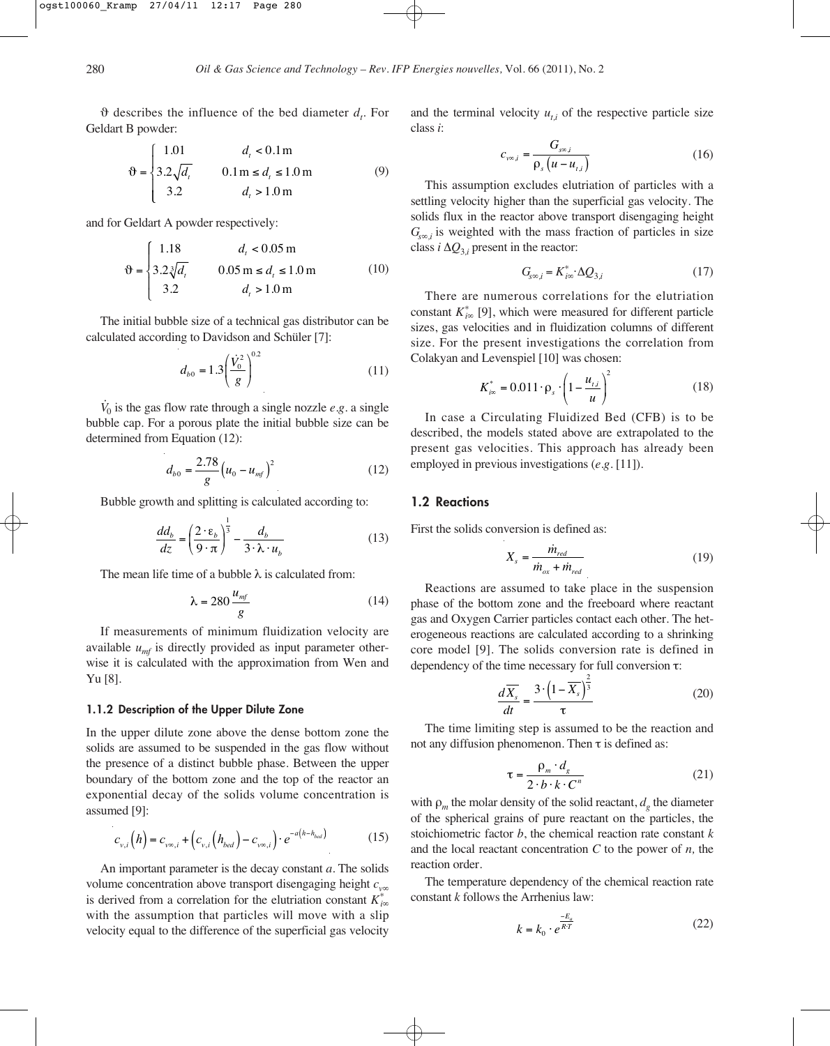$\vartheta$ describes the influence of the bed diameter $d_t$. For Geldart B powder:

$$\vartheta = \begin{cases} 1.01 & d_t < 0.1\,\text{m} \\ 3.2\sqrt{d_t} & 0.1\,\text{m} \le d_t \le 1.0\,\text{m} \\ 3.2 & d_t > 1.0\,\text{m} \end{cases} \tag{9}$$

and for Geldart A powder respectively:

$$\vartheta = \begin{cases} 1.18 & d_t < 0.05\,\text{m} \\ 3.2\sqrt[3]{d_t} & 0.05\,\text{m} \le d_t \le 1.0\,\text{m} \\ 3.2 & d_t > 1.0\,\text{m} \end{cases} \tag{10}$$

The initial bubble size of a technical gas distributor can be calculated according to Davidson and Schüler [7]:

$$d_{b0} = 1.3\left(\frac{\dot{V}_0^2}{g}\right)^{0.2} \tag{11}$$

$\dot{V}_0$ is the gas flow rate through a single nozzle *e.g.* a single bubble cap. For a porous plate the initial bubble size can be determined from Equation (12):

$$d_{b0} = \frac{2.78}{g}\left(u_0 - u_{mf}\right)^2 \tag{12}$$

Bubble growth and splitting is calculated according to:

$$\frac{dd_b}{dz} = \left(\frac{2 \cdot \varepsilon_b}{9 \cdot \pi}\right)^{\frac{1}{3}} - \frac{d_b}{3 \cdot \lambda \cdot u_b} \tag{13}$$

The mean life time of a bubble $\lambda$ is calculated from:

$$\lambda = 280\,\frac{u_{mf}}{g} \tag{14}$$

If measurements of minimum fluidization velocity are available $u_{mf}$ is directly provided as input parameter otherwise it is calculated with the approximation from Wen and Yu [8].

#### 1.1.2 Description of the Upper Dilute Zone

In the upper dilute zone above the dense bottom zone the solids are assumed to be suspended in the gas flow without the presence of a distinct bubble phase. Between the upper boundary of the bottom zone and the top of the reactor an exponential decay of the solids volume concentration is assumed [9]:

$$c_{v,i}\left(h\right) = c_{v\infty,i} + \left(c_{v,i}\left(h_{bed}\right) - c_{v\infty,i}\right) \cdot e^{-a\left(h - h_{bed}\right)} \tag{15}$$

An important parameter is the decay constant $a$. The solids volume concentration above transport disengaging height $c_{v\infty}$ is derived from a correlation for the elutriation constant $K_{i\infty}^*$ with the assumption that particles will move with a slip velocity equal to the difference of the superficial gas velocity and the terminal velocity $u_{t,i}$ of the respective particle size class $i$:

$$c_{v\infty,i} = \frac{G_{s\infty,i}}{\rho_s\left(u - u_{t,i}\right)} \tag{16}$$

This assumption excludes elutriation of particles with a settling velocity higher than the superficial gas velocity. The solids flux in the reactor above transport disengaging height $G_{s\infty,i}$ is weighted with the mass fraction of particles in size class $i$ $\Delta Q_{3,i}$ present in the reactor:

$$G_{s\infty,i} = K_{i\infty}^* \cdot \Delta Q_{3,i} \tag{17}$$

There are numerous correlations for the elutriation constant $K_{i\infty}^*$ [9], which were measured for different particle sizes, gas velocities and in fluidization columns of different size. For the present investigations the correlation from Colakyan and Levenspiel [10] was chosen:

$$K_{i\infty}^* = 0.011 \cdot \rho_s \cdot \left(1 - \frac{u_{t,i}}{u}\right)^2 \tag{18}$$

In case a Circulating Fluidized Bed (CFB) is to be described, the models stated above are extrapolated to the present gas velocities. This approach has already been employed in previous investigations (*e.g.* [11]).

### 1.2 Reactions

First the solids conversion is defined as:

$$X_s = \frac{\dot{m}_{red}}{\dot{m}_{ox} + \dot{m}_{red}} \tag{19}$$

Reactions are assumed to take place in the suspension phase of the bottom zone and the freeboard where reactant gas and Oxygen Carrier particles contact each other. The heterogeneous reactions are calculated according to a shrinking core model [9]. The solids conversion rate is defined in dependency of the time necessary for full conversion $\tau$:

$$\frac{d\overline{X_s}}{dt} = \frac{3 \cdot \left(1 - \overline{X_s}\right)^{\frac{2}{3}}}{\tau} \tag{20}$$

The time limiting step is assumed to be the reaction and not any diffusion phenomenon. Then $\tau$ is defined as:

$$\tau = \frac{\rho_m \cdot d_g}{2 \cdot b \cdot k \cdot C^n} \tag{21}$$

with $\rho_m$ the molar density of the solid reactant, $d_g$ the diameter of the spherical grains of pure reactant on the particles, the stoichiometric factor $b$, the chemical reaction rate constant $k$ and the local reactant concentration $C$ to the power of $n$, the reaction order.

The temperature dependency of the chemical reaction rate constant $k$ follows the Arrhenius law:

$$k = k_0 \cdot e^{\frac{-E_a}{R \cdot T}} \tag{22}$$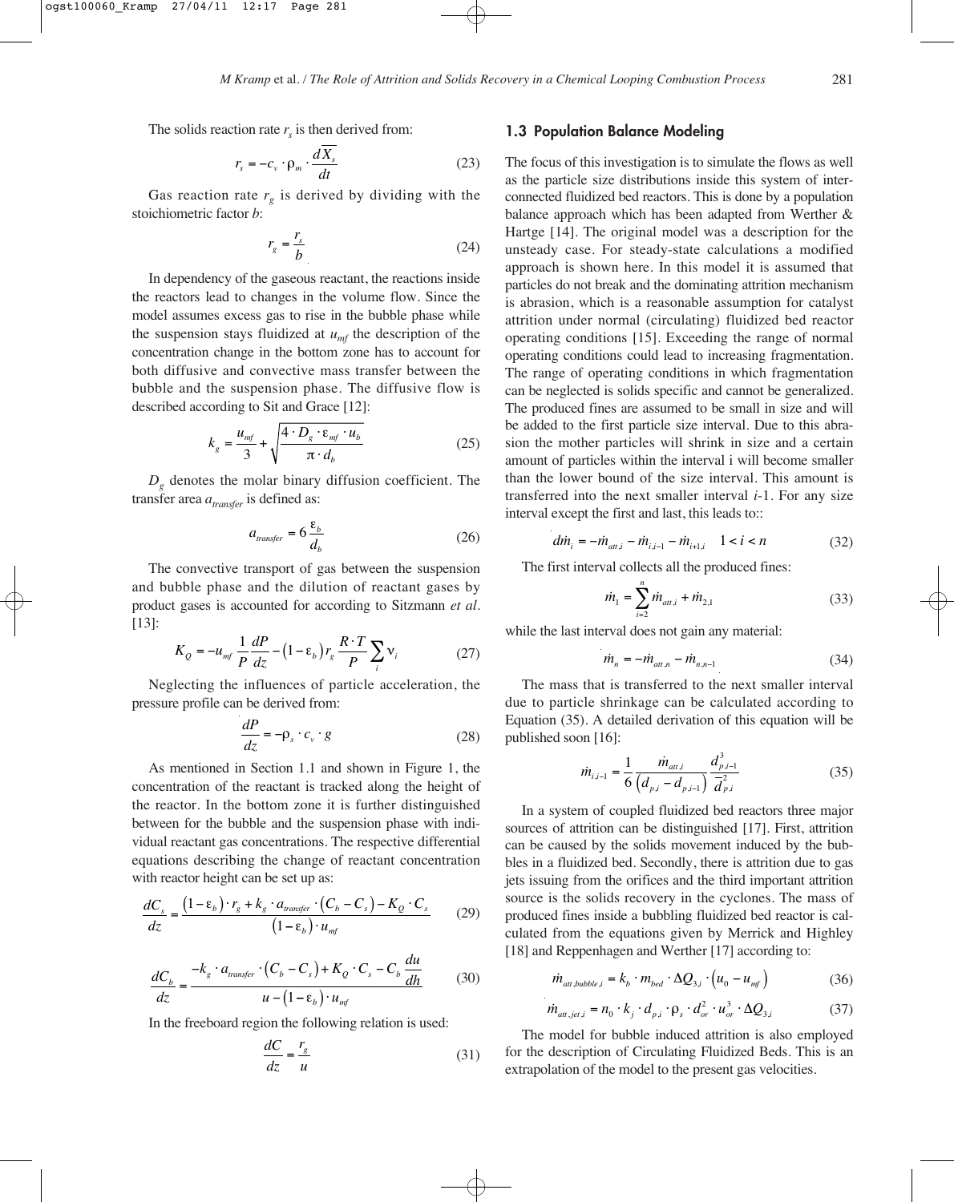The solids reaction rate $r_s$ is then derived from:

$$r_s = -c_v \cdot \rho_m \cdot \frac{d\overline{X_s}}{dt} \tag{23}$$

Gas reaction rate $r_g$ is derived by dividing with the stoichiometric factor $b$:

$$r_g = \frac{r_s}{b} \tag{24}$$

In dependency of the gaseous reactant, the reactions inside the reactors lead to changes in the volume flow. Since the model assumes excess gas to rise in the bubble phase while the suspension stays fluidized at $u_{mf}$ the description of the concentration change in the bottom zone has to account for both diffusive and convective mass transfer between the bubble and the suspension phase. The diffusive flow is described according to Sit and Grace [12]:

$$k_g = \frac{u_{mf}}{3} + \sqrt{\frac{4 \cdot D_g \cdot \varepsilon_{mf} \cdot u_b}{\pi \cdot d_b}} \tag{25}$$

$D_g$ denotes the molar binary diffusion coefficient. The transfer area $a_{transfer}$ is defined as:

$$a_{transfer} = 6\frac{\varepsilon_b}{d_b} \tag{26}$$

The convective transport of gas between the suspension and bubble phase and the dilution of reactant gases by product gases is accounted for according to Sitzmann *et al.* [13]:

$$K_Q = -u_{mf}\frac{1}{P}\frac{dP}{dz} - \left(1-\varepsilon_b\right) r_g \frac{R \cdot T}{P} \sum_i \nu_i \tag{27}$$

Neglecting the influences of particle acceleration, the pressure profile can be derived from:

$$\frac{dP}{dz} = -\rho_s \cdot c_v \cdot g \tag{28}$$

As mentioned in Section 1.1 and shown in Figure 1, the concentration of the reactant is tracked along the height of the reactor. In the bottom zone it is further distinguished between for the bubble and the suspension phase with individual reactant gas concentrations. The respective differential equations describing the change of reactant concentration with reactor height can be set up as:

$$\frac{dC_s}{dz} = \frac{\left(1-\varepsilon_b\right) \cdot r_g + k_g \cdot a_{transfer} \cdot \left(C_b - C_s\right) - K_Q \cdot C_s}{\left(1-\varepsilon_b\right) \cdot u_{mf}} \tag{29}$$

$$\frac{dC_b}{dz} = \frac{-k_g \cdot a_{transfer} \cdot \left(C_b - C_s\right) + K_Q \cdot C_s - C_b \dfrac{du}{dh}}{u - \left(1-\varepsilon_b\right) \cdot u_{mf}} \tag{30}$$

In the freeboard region the following relation is used:

$$\frac{dC}{dz} = \frac{r_g}{u} \tag{31}$$

## 1.3 Population Balance Modeling

The focus of this investigation is to simulate the flows as well as the particle size distributions inside this system of interconnected fluidized bed reactors. This is done by a population balance approach which has been adapted from Werther & Hartge [14]. The original model was a description for the unsteady case. For steady-state calculations a modified approach is shown here. In this model it is assumed that particles do not break and the dominating attrition mechanism is abrasion, which is a reasonable assumption for catalyst attrition under normal (circulating) fluidized bed reactor operating conditions [15]. Exceeding the range of normal operating conditions could lead to increasing fragmentation. The range of operating conditions in which fragmentation can be neglected is solids specific and cannot be generalized. The produced fines are assumed to be small in size and will be added to the first particle size interval. Due to this abrasion the mother particles will shrink in size and a certain amount of particles within the interval i will become smaller than the lower bound of the size interval. This amount is transferred into the next smaller interval $i$-1. For any size interval except the first and last, this leads to::

$$d\dot{m}_i = -\dot{m}_{att,i} - \dot{m}_{i,i-1} - \dot{m}_{i+1,i} \quad 1 < i < n \tag{32}$$

The first interval collects all the produced fines:

$$\dot{m}_1 = \sum_{i=2}^{n} \dot{m}_{att,i} + \dot{m}_{2,1} \tag{33}$$

while the last interval does not gain any material:

$$\dot{m}_n = -\dot{m}_{att,n} - \dot{m}_{n,n-1} \tag{34}$$

The mass that is transferred to the next smaller interval due to particle shrinkage can be calculated according to Equation (35). A detailed derivation of this equation will be published soon [16]:

$$\dot{m}_{i,i-1} = \frac{1}{6}\frac{\dot{m}_{att,i}}{\left(d_{p,i} - d_{p,i-1}\right)}\frac{d_{p,i-1}^3}{\overline{d}_{p,i}^2} \tag{35}$$

In a system of coupled fluidized bed reactors three major sources of attrition can be distinguished [17]. First, attrition can be caused by the solids movement induced by the bubbles in a fluidized bed. Secondly, there is attrition due to gas jets issuing from the orifices and the third important attrition source is the solids recovery in the cyclones. The mass of produced fines inside a bubbling fluidized bed reactor is calculated from the equations given by Merrick and Highley [18] and Reppenhagen and Werther [17] according to:

$$\dot{m}_{att,bubble,i} = k_b \cdot m_{bed} \cdot \Delta Q_{3,i} \cdot \left(u_0 - u_{mf}\right) \tag{36}$$

$$\dot{m}_{att,jet,i} = n_0 \cdot k_j \cdot d_{p,i} \cdot \rho_s \cdot d_{or}^2 \cdot u_{or}^3 \cdot \Delta Q_{3,i} \tag{37}$$

The model for bubble induced attrition is also employed for the description of Circulating Fluidized Beds. This is an extrapolation of the model to the present gas velocities.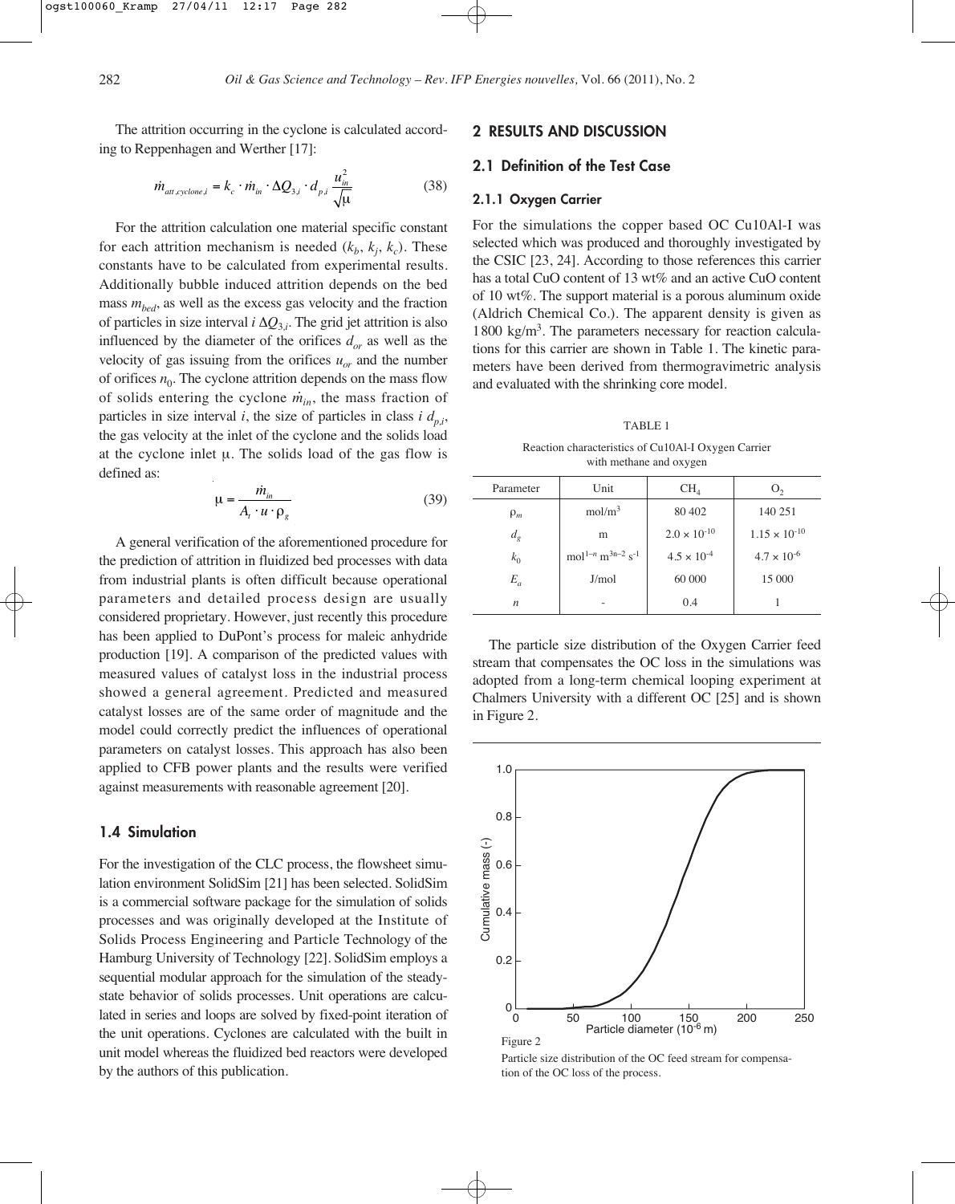The attrition occurring in the cyclone is calculated according to Reppenhagen and Werther [17]:

$$\dot{m}_{att,cyclone,i} = k_c \cdot \dot{m}_{in} \cdot \Delta Q_{3,i} \cdot d_{p,i} \frac{u_{in}^2}{\sqrt{\mu}} \tag{38}$$

For the attrition calculation one material specific constant for each attrition mechanism is needed ($k_b$, $k_j$, $k_c$). These constants have to be calculated from experimental results. Additionally bubble induced attrition depends on the bed mass $m_{bed}$, as well as the excess gas velocity and the fraction of particles in size interval $i$ $\Delta Q_{3,i}$. The grid jet attrition is also influenced by the diameter of the orifices $d_{or}$ as well as the velocity of gas issuing from the orifices $u_{or}$ and the number of orifices $n_0$. The cyclone attrition depends on the mass flow of solids entering the cyclone $\dot{m}_{in}$, the mass fraction of particles in size interval $i$, the size of particles in class $i$ $d_{p,i}$, the gas velocity at the inlet of the cyclone and the solids load at the cyclone inlet $\mu$. The solids load of the gas flow is defined as:

$$\mu = \frac{\dot{m}_{in}}{A_t \cdot u \cdot \rho_g} \tag{39}$$

A general verification of the aforementioned procedure for the prediction of attrition in fluidized bed processes with data from industrial plants is often difficult because operational parameters and detailed process design are usually considered proprietary. However, just recently this procedure has been applied to DuPont's process for maleic anhydride production [19]. A comparison of the predicted values with measured values of catalyst loss in the industrial process showed a general agreement. Predicted and measured catalyst losses are of the same order of magnitude and the model could correctly predict the influences of operational parameters on catalyst losses. This approach has also been applied to CFB power plants and the results were verified against measurements with reasonable agreement [20].

### 1.4 Simulation

For the investigation of the CLC process, the flowsheet simulation environment SolidSim [21] has been selected. SolidSim is a commercial software package for the simulation of solids processes and was originally developed at the Institute of Solids Process Engineering and Particle Technology of the Hamburg University of Technology [22]. SolidSim employs a sequential modular approach for the simulation of the steady-state behavior of solids processes. Unit operations are calculated in series and loops are solved by fixed-point iteration of the unit operations. Cyclones are calculated with the built in unit model whereas the fluidized bed reactors were developed by the authors of this publication.

## 2 RESULTS AND DISCUSSION

### 2.1 Definition of the Test Case

#### 2.1.1 Oxygen Carrier

For the simulations the copper based OC Cu10Al-I was selected which was produced and thoroughly investigated by the CSIC [23, 24]. According to those references this carrier has a total CuO content of 13 wt% and an active CuO content of 10 wt%. The support material is a porous aluminum oxide (Aldrich Chemical Co.). The apparent density is given as 1800 kg/m$^3$. The parameters necessary for reaction calculations for this carrier are shown in Table 1. The kinetic parameters have been derived from thermogravimetric analysis and evaluated with the shrinking core model.

TABLE 1

Reaction characteristics of Cu10Al-I Oxygen Carrier with methane and oxygen

| Parameter | Unit | $CH_4$ | $O_2$ |
|---|---|---|---|
| $\rho_m$ | mol/m$^3$ | 80 402 | 140 251 |
| $d_g$ | m | $2.0 \times 10^{-10}$ | $1.15 \times 10^{-10}$ |
| $k_0$ | mol$^{1-n}$ m$^{3n-2}$ s$^{-1}$ | $4.5 \times 10^{-4}$ | $4.7 \times 10^{-6}$ |
| $E_a$ | J/mol | 60 000 | 15 000 |
| $n$ | - | 0.4 | 1 |

The particle size distribution of the Oxygen Carrier feed stream that compensates the OC loss in the simulations was adopted from a long-term chemical looping experiment at Chalmers University with a different OC [25] and is shown in Figure 2.

Figure 2

Particle size distribution of the OC feed stream for compensation of the OC loss of the process.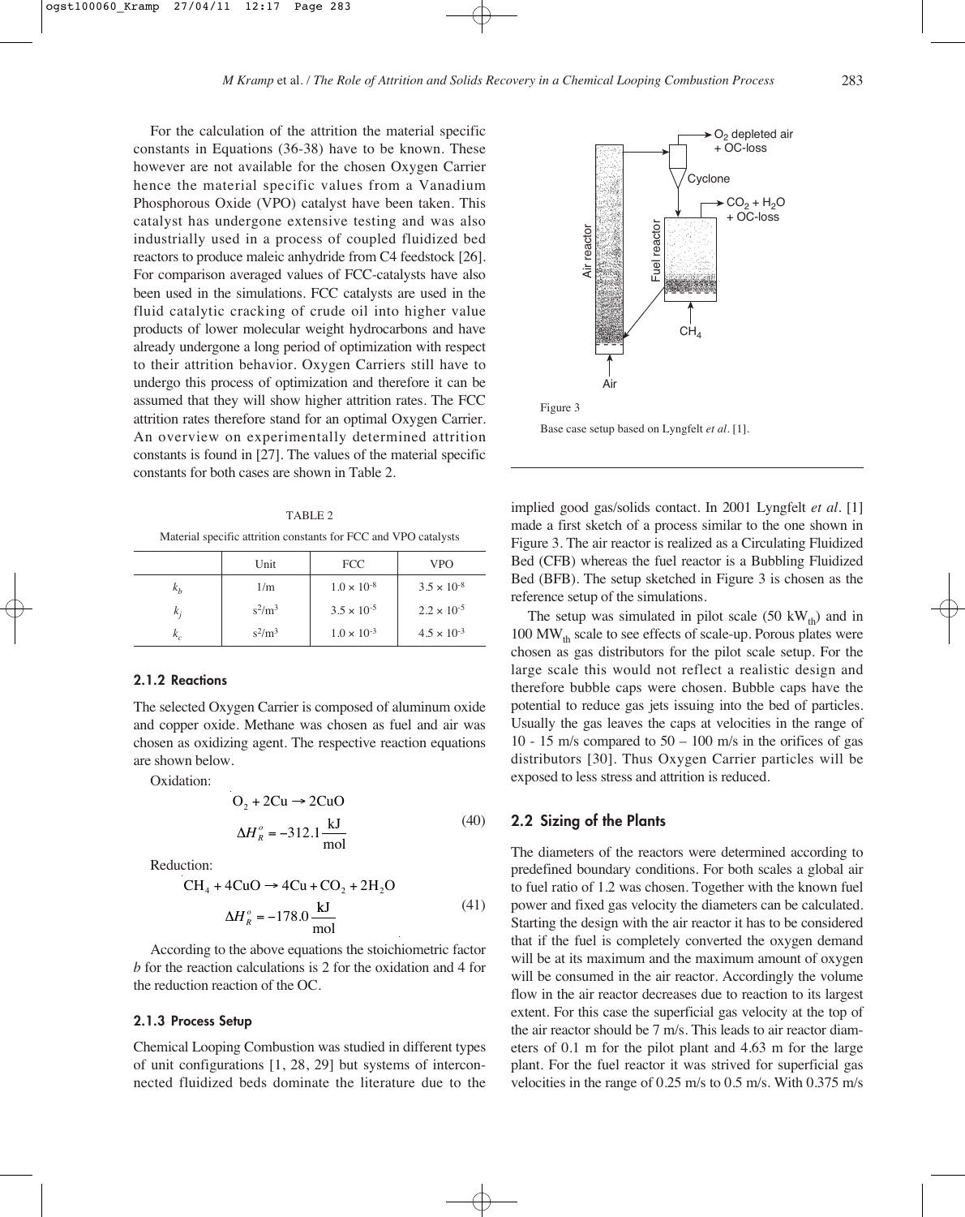For the calculation of the attrition the material specific constants in Equations (36-38) have to be known. These however are not available for the chosen Oxygen Carrier hence the material specific values from a Vanadium Phosphorous Oxide (VPO) catalyst have been taken. This catalyst has undergone extensive testing and was also industrially used in a process of coupled fluidized bed reactors to produce maleic anhydride from C4 feedstock [26]. For comparison averaged values of FCC-catalysts have also been used in the simulations. FCC catalysts are used in the fluid catalytic cracking of crude oil into higher value products of lower molecular weight hydrocarbons and have already undergone a long period of optimization with respect to their attrition behavior. Oxygen Carriers still have to undergo this process of optimization and therefore it can be assumed that they will show higher attrition rates. The FCC attrition rates therefore stand for an optimal Oxygen Carrier. An overview on experimentally determined attrition constants is found in [27]. The values of the material specific constants for both cases are shown in Table 2.

TABLE 2

Material specific attrition constants for FCC and VPO catalysts

| | Unit | FCC | VPO |
|---|---|---|---|
| $k_b$ | 1/m | $1.0 \times 10^{-8}$ | $3.5 \times 10^{-8}$ |
| $k_j$ | $s^2/m^3$ | $3.5 \times 10^{-5}$ | $2.2 \times 10^{-5}$ |
| $k_c$ | $s^2/m^3$ | $1.0 \times 10^{-3}$ | $4.5 \times 10^{-3}$ |

### 2.1.2 Reactions

The selected Oxygen Carrier is composed of aluminum oxide and copper oxide. Methane was chosen as fuel and air was chosen as oxidizing agent. The respective reaction equations are shown below.

Oxidation:

$$O_2 + 2Cu \rightarrow 2CuO \qquad \Delta H_R^o = -312.1 \frac{kJ}{mol} \tag{40}$$

Reduction:

$$CH_4 + 4CuO \rightarrow 4Cu + CO_2 + 2H_2O \qquad \Delta H_R^o = -178.0 \frac{kJ}{mol} \tag{41}$$

According to the above equations the stoichiometric factor $b$ for the reaction calculations is 2 for the oxidation and 4 for the reduction reaction of the OC.

### 2.1.3 Process Setup

Chemical Looping Combustion was studied in different types of unit configurations [1, 28, 29] but systems of interconnected fluidized beds dominate the literature due to the implied good gas/solids contact. In 2001 Lyngfelt *et al.* [1] made a first sketch of a process similar to the one shown in Figure 3. The air reactor is realized as a Circulating Fluidized Bed (CFB) whereas the fuel reactor is a Bubbling Fluidized Bed (BFB). The setup sketched in Figure 3 is chosen as the reference setup of the simulations.

Figure 3

Base case setup based on Lyngfelt *et al.* [1].

The setup was simulated in pilot scale (50 $kW_{th}$) and in 100 $MW_{th}$ scale to see effects of scale-up. Porous plates were chosen as gas distributors for the pilot scale setup. For the large scale this would not reflect a realistic design and therefore bubble caps were chosen. Bubble caps have the potential to reduce gas jets issuing into the bed of particles. Usually the gas leaves the caps at velocities in the range of 10 - 15 m/s compared to 50 – 100 m/s in the orifices of gas distributors [30]. Thus Oxygen Carrier particles will be exposed to less stress and attrition is reduced.

## 2.2 Sizing of the Plants

The diameters of the reactors were determined according to predefined boundary conditions. For both scales a global air to fuel ratio of 1.2 was chosen. Together with the known fuel power and fixed gas velocity the diameters can be calculated. Starting the design with the air reactor it has to be considered that if the fuel is completely converted the oxygen demand will be at its maximum and the maximum amount of oxygen will be consumed in the air reactor. Accordingly the volume flow in the air reactor decreases due to reaction to its largest extent. For this case the superficial gas velocity at the top of the air reactor should be 7 m/s. This leads to air reactor diameters of 0.1 m for the pilot plant and 4.63 m for the large plant. For the fuel reactor it was strived for superficial gas velocities in the range of 0.25 m/s to 0.5 m/s. With 0.375 m/s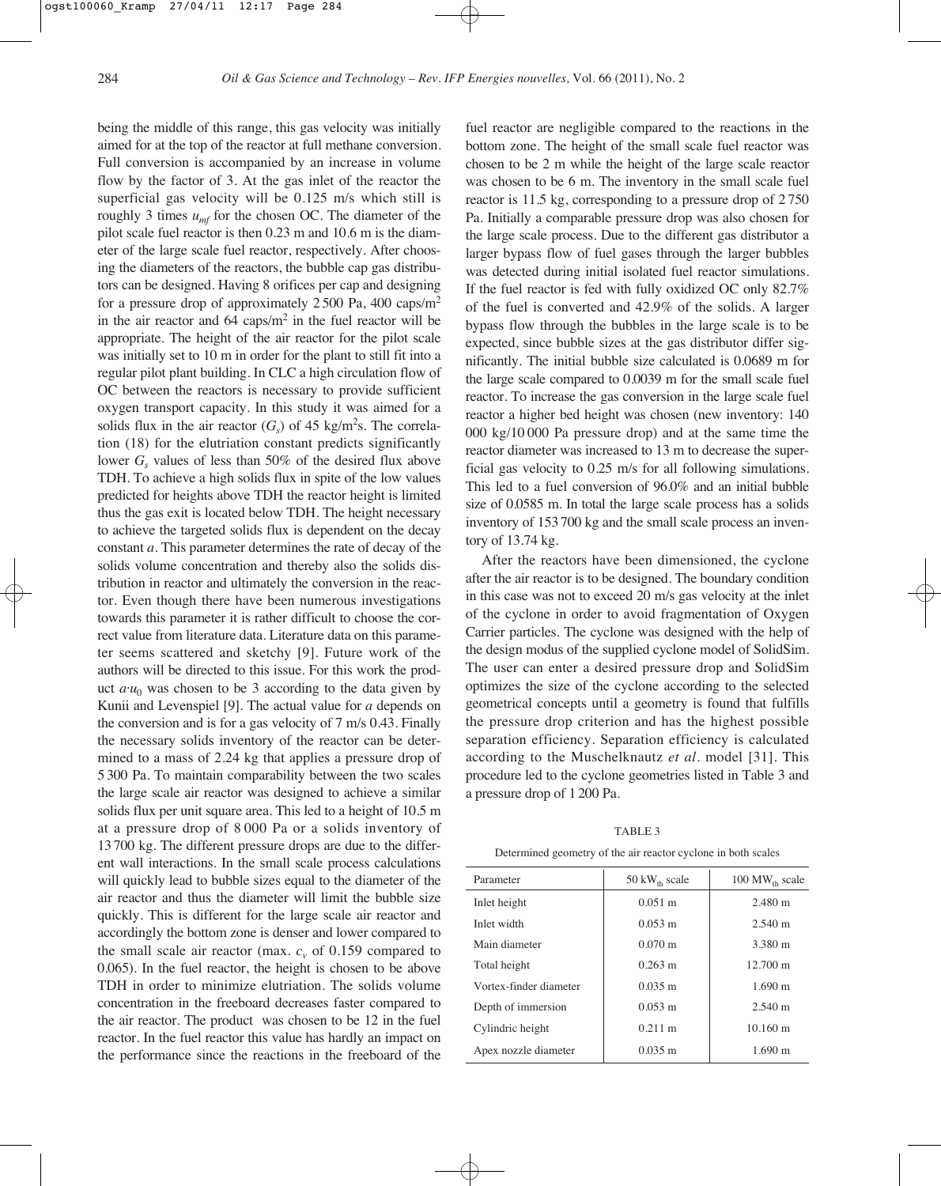being the middle of this range, this gas velocity was initially aimed for at the top of the reactor at full methane conversion. Full conversion is accompanied by an increase in volume flow by the factor of 3. At the gas inlet of the reactor the superficial gas velocity will be 0.125 m/s which still is roughly 3 times $u_{mf}$ for the chosen OC. The diameter of the pilot scale fuel reactor is then 0.23 m and 10.6 m is the diameter of the large scale fuel reactor, respectively. After choosing the diameters of the reactors, the bubble cap gas distributors can be designed. Having 8 orifices per cap and designing for a pressure drop of approximately 2 500 Pa, 400 caps/m$^2$ in the air reactor and 64 caps/m$^2$ in the fuel reactor will be appropriate. The height of the air reactor for the pilot scale was initially set to 10 m in order for the plant to still fit into a regular pilot plant building. In CLC a high circulation flow of OC between the reactors is necessary to provide sufficient oxygen transport capacity. In this study it was aimed for a solids flux in the air reactor ($G_s$) of 45 kg/m$^2$s. The correlation (18) for the elutriation constant predicts significantly lower $G_s$ values of less than 50% of the desired flux above TDH. To achieve a high solids flux in spite of the low values predicted for heights above TDH the reactor height is limited thus the gas exit is located below TDH. The height necessary to achieve the targeted solids flux is dependent on the decay constant $a$. This parameter determines the rate of decay of the solids volume concentration and thereby also the solids distribution in reactor and ultimately the conversion in the reactor. Even though there have been numerous investigations towards this parameter it is rather difficult to choose the correct value from literature data. Literature data on this parameter seems scattered and sketchy [9]. Future work of the authors will be directed to this issue. For this work the product $a{\cdot}u_0$ was chosen to be 3 according to the data given by Kunii and Levenspiel [9]. The actual value for $a$ depends on the conversion and is for a gas velocity of 7 m/s 0.43. Finally the necessary solids inventory of the reactor can be determined to a mass of 2.24 kg that applies a pressure drop of 5 300 Pa. To maintain comparability between the two scales the large scale air reactor was designed to achieve a similar solids flux per unit square area. This led to a height of 10.5 m at a pressure drop of 8 000 Pa or a solids inventory of 13 700 kg. The different pressure drops are due to the different wall interactions. In the small scale process calculations will quickly lead to bubble sizes equal to the diameter of the air reactor and thus the diameter will limit the bubble size quickly. This is different for the large scale air reactor and accordingly the bottom zone is denser and lower compared to the small scale air reactor (max. $c_v$ of 0.159 compared to 0.065). In the fuel reactor, the height is chosen to be above TDH in order to minimize elutriation. The solids volume concentration in the freeboard decreases faster compared to the air reactor. The product was chosen to be 12 in the fuel reactor. In the fuel reactor this value has hardly an impact on the performance since the reactions in the freeboard of the fuel reactor are negligible compared to the reactions in the bottom zone. The height of the small scale fuel reactor was chosen to be 2 m while the height of the large scale reactor was chosen to be 6 m. The inventory in the small scale fuel reactor is 11.5 kg, corresponding to a pressure drop of 2 750 Pa. Initially a comparable pressure drop was also chosen for the large scale process. Due to the different gas distributor a larger bypass flow of fuel gases through the larger bubbles was detected during initial isolated fuel reactor simulations. If the fuel reactor is fed with fully oxidized OC only 82.7% of the fuel is converted and 42.9% of the solids. A larger bypass flow through the bubbles in the large scale is to be expected, since bubble sizes at the gas distributor differ significantly. The initial bubble size calculated is 0.0689 m for the large scale compared to 0.0039 m for the small scale fuel reactor. To increase the gas conversion in the large scale fuel reactor a higher bed height was chosen (new inventory: 140 000 kg/10 000 Pa pressure drop) and at the same time the reactor diameter was increased to 13 m to decrease the superficial gas velocity to 0.25 m/s for all following simulations. This led to a fuel conversion of 96.0% and an initial bubble size of 0.0585 m. In total the large scale process has a solids inventory of 153 700 kg and the small scale process an inventory of 13.74 kg.

After the reactors have been dimensioned, the cyclone after the air reactor is to be designed. The boundary condition in this case was not to exceed 20 m/s gas velocity at the inlet of the cyclone in order to avoid fragmentation of Oxygen Carrier particles. The cyclone was designed with the help of the design modus of the supplied cyclone model of SolidSim. The user can enter a desired pressure drop and SolidSim optimizes the size of the cyclone according to the selected geometrical concepts until a geometry is found that fulfills the pressure drop criterion and has the highest possible separation efficiency. Separation efficiency is calculated according to the Muschelknautz *et al.* model [31]. This procedure led to the cyclone geometries listed in Table 3 and a pressure drop of 1 200 Pa.

TABLE 3

Determined geometry of the air reactor cyclone in both scales

| Parameter | 50 kW$_{th}$ scale | 100 MW$_{th}$ scale |
|---|---|---|
| Inlet height | 0.051 m | 2.480 m |
| Inlet width | 0.053 m | 2.540 m |
| Main diameter | 0.070 m | 3.380 m |
| Total height | 0.263 m | 12.700 m |
| Vortex-finder diameter | 0.035 m | 1.690 m |
| Depth of immersion | 0.053 m | 2.540 m |
| Cylindric height | 0.211 m | 10.160 m |
| Apex nozzle diameter | 0.035 m | 1.690 m |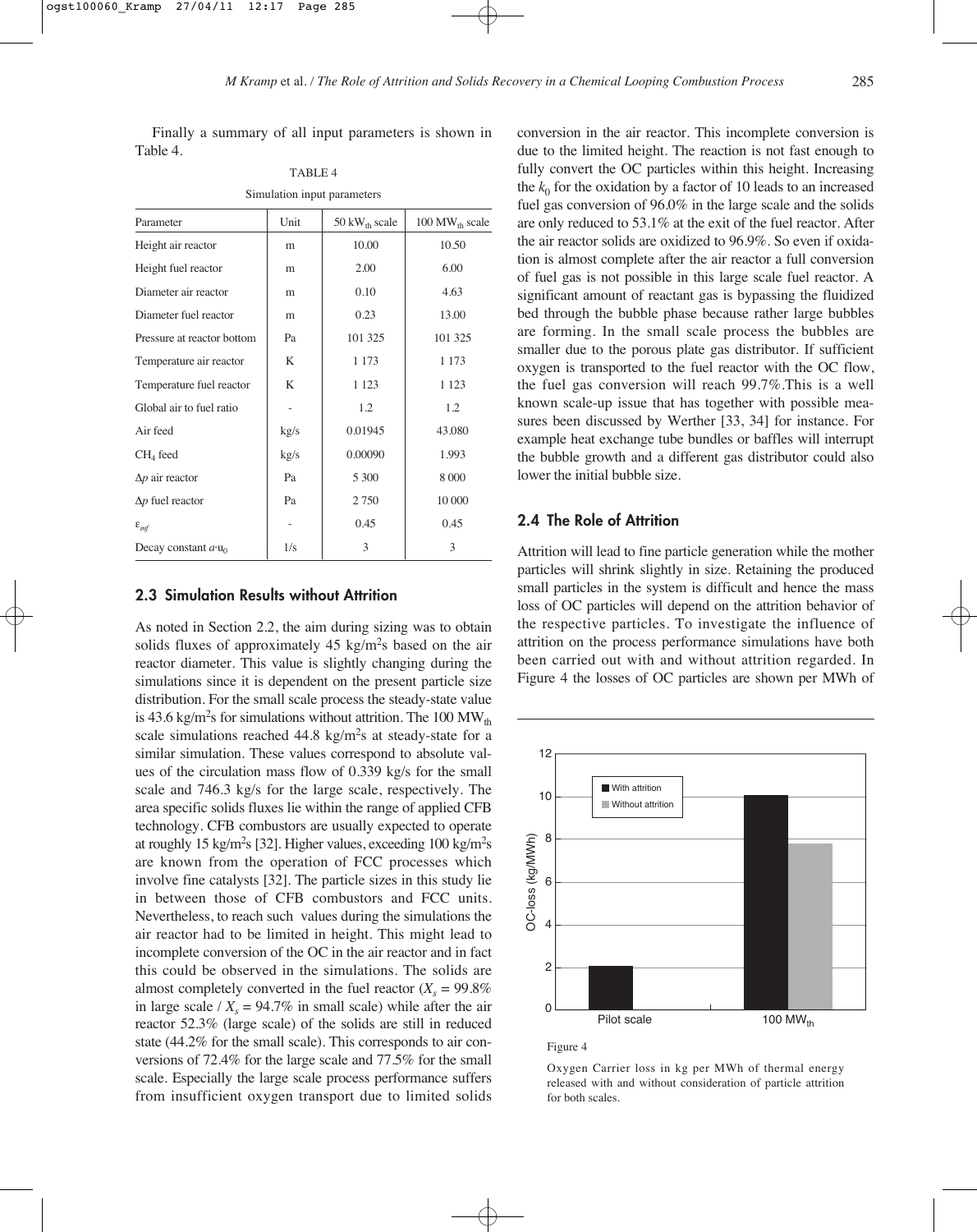Finally a summary of all input parameters is shown in Table 4.

TABLE 4

Simulation input parameters

| Parameter | Unit | 50 $kW_{th}$ scale | 100 $MW_{th}$ scale |
|---|---|---|---|
| Height air reactor | m | 10.00 | 10.50 |
| Height fuel reactor | m | 2.00 | 6.00 |
| Diameter air reactor | m | 0.10 | 4.63 |
| Diameter fuel reactor | m | 0.23 | 13.00 |
| Pressure at reactor bottom | Pa | 101 325 | 101 325 |
| Temperature air reactor | K | 1 173 | 1 173 |
| Temperature fuel reactor | K | 1 123 | 1 123 |
| Global air to fuel ratio | - | 1.2 | 1.2 |
| Air feed | kg/s | 0.01945 | 43.080 |
| $CH_4$ feed | kg/s | 0.00090 | 1.993 |
| $\Delta p$ air reactor | Pa | 5 300 | 8 000 |
| $\Delta p$ fuel reactor | Pa | 2 750 | 10 000 |
| $\varepsilon_{mf}$ | - | 0.45 | 0.45 |
| Decay constant $a{\cdot}u_0$ | 1/s | 3 | 3 |

## 2.3 Simulation Results without Attrition

As noted in Section 2.2, the aim during sizing was to obtain solids fluxes of approximately 45 $kg/m^2s$ based on the air reactor diameter. This value is slightly changing during the simulations since it is dependent on the present particle size distribution. For the small scale process the steady-state value is 43.6 $kg/m^2s$ for simulations without attrition. The 100 $MW_{th}$ scale simulations reached 44.8 $kg/m^2s$ at steady-state for a similar simulation. These values correspond to absolute values of the circulation mass flow of 0.339 kg/s for the small scale and 746.3 kg/s for the large scale, respectively. The area specific solids fluxes lie within the range of applied CFB technology. CFB combustors are usually expected to operate at roughly 15 $kg/m^2s$ [32]. Higher values, exceeding 100 $kg/m^2s$ are known from the operation of FCC processes which involve fine catalysts [32]. The particle sizes in this study lie in between those of CFB combustors and FCC units. Nevertheless, to reach such values during the simulations the air reactor had to be limited in height. This might lead to incomplete conversion of the OC in the air reactor and in fact this could be observed in the simulations. The solids are almost completely converted in the fuel reactor ($X_s$ = 99.8% in large scale / $X_s$ = 94.7% in small scale) while after the air reactor 52.3% (large scale) of the solids are still in reduced state (44.2% for the small scale). This corresponds to air conversions of 72.4% for the large scale and 77.5% for the small scale. Especially the large scale process performance suffers from insufficient oxygen transport due to limited solids conversion in the air reactor. This incomplete conversion is due to the limited height. The reaction is not fast enough to fully convert the OC particles within this height. Increasing the $k_0$ for the oxidation by a factor of 10 leads to an increased fuel gas conversion of 96.0% in the large scale and the solids are only reduced to 53.1% at the exit of the fuel reactor. After the air reactor solids are oxidized to 96.9%. So even if oxidation is almost complete after the air reactor a full conversion of fuel gas is not possible in this large scale fuel reactor. A significant amount of reactant gas is bypassing the fluidized bed through the bubble phase because rather large bubbles are forming. In the small scale process the bubbles are smaller due to the porous plate gas distributor. If sufficient oxygen is transported to the fuel reactor with the OC flow, the fuel gas conversion will reach 99.7%.This is a well known scale-up issue that has together with possible measures been discussed by Werther [33, 34] for instance. For example heat exchange tube bundles or baffles will interrupt the bubble growth and a different gas distributor could also lower the initial bubble size.

## 2.4 The Role of Attrition

Attrition will lead to fine particle generation while the mother particles will shrink slightly in size. Retaining the produced small particles in the system is difficult and hence the mass loss of OC particles will depend on the attrition behavior of the respective particles. To investigate the influence of attrition on the process performance simulations have both been carried out with and without attrition regarded. In Figure 4 the losses of OC particles are shown per MWh of

Figure 4

Oxygen Carrier loss in kg per MWh of thermal energy released with and without consideration of particle attrition for both scales.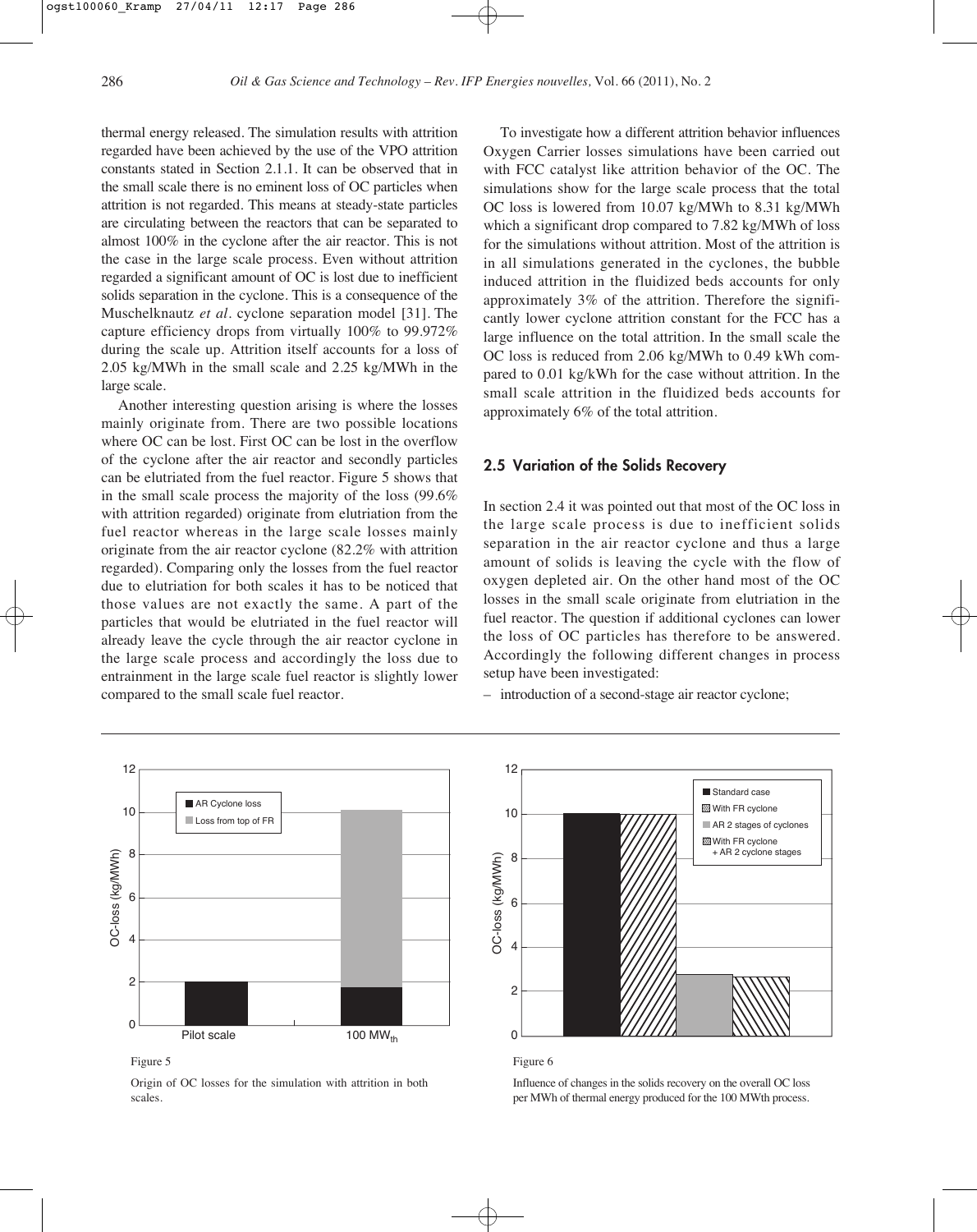thermal energy released. The simulation results with attrition regarded have been achieved by the use of the VPO attrition constants stated in Section 2.1.1. It can be observed that in the small scale there is no eminent loss of OC particles when attrition is not regarded. This means at steady-state particles are circulating between the reactors that can be separated to almost 100% in the cyclone after the air reactor. This is not the case in the large scale process. Even without attrition regarded a significant amount of OC is lost due to inefficient solids separation in the cyclone. This is a consequence of the Muschelknautz *et al.* cyclone separation model [31]. The capture efficiency drops from virtually 100% to 99.972% during the scale up. Attrition itself accounts for a loss of 2.05 kg/MWh in the small scale and 2.25 kg/MWh in the large scale.

Another interesting question arising is where the losses mainly originate from. There are two possible locations where OC can be lost. First OC can be lost in the overflow of the cyclone after the air reactor and secondly particles can be elutriated from the fuel reactor. Figure 5 shows that in the small scale process the majority of the loss (99.6% with attrition regarded) originate from elutriation from the fuel reactor whereas in the large scale losses mainly originate from the air reactor cyclone (82.2% with attrition regarded). Comparing only the losses from the fuel reactor due to elutriation for both scales it has to be noticed that those values are not exactly the same. A part of the particles that would be elutriated in the fuel reactor will already leave the cycle through the air reactor cyclone in the large scale process and accordingly the loss due to entrainment in the large scale fuel reactor is slightly lower compared to the small scale fuel reactor.

To investigate how a different attrition behavior influences Oxygen Carrier losses simulations have been carried out with FCC catalyst like attrition behavior of the OC. The simulations show for the large scale process that the total OC loss is lowered from 10.07 kg/MWh to 8.31 kg/MWh which a significant drop compared to 7.82 kg/MWh of loss for the simulations without attrition. Most of the attrition is in all simulations generated in the cyclones, the bubble induced attrition in the fluidized beds accounts for only approximately 3% of the attrition. Therefore the significantly lower cyclone attrition constant for the FCC has a large influence on the total attrition. In the small scale the OC loss is reduced from 2.06 kg/MWh to 0.49 kWh compared to 0.01 kg/kWh for the case without attrition. In the small scale attrition in the fluidized beds accounts for approximately 6% of the total attrition.

## 2.5 Variation of the Solids Recovery

In section 2.4 it was pointed out that most of the OC loss in the large scale process is due to inefficient solids separation in the air reactor cyclone and thus a large amount of solids is leaving the cycle with the flow of oxygen depleted air. On the other hand most of the OC losses in the small scale originate from elutriation in the fuel reactor. The question if additional cyclones can lower the loss of OC particles has therefore to be answered. Accordingly the following different changes in process setup have been investigated:

– introduction of a second-stage air reactor cyclone;

Figure 5

Origin of OC losses for the simulation with attrition in both scales.

Figure 6

Influence of changes in the solids recovery on the overall OC loss per MWh of thermal energy produced for the 100 MWth process.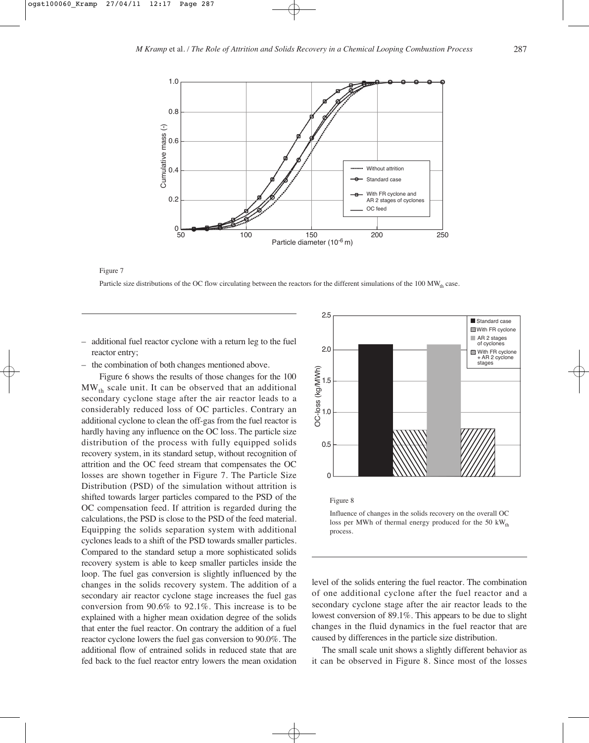Figure 7

Particle size distributions of the OC flow circulating between the reactors for the different simulations of the 100 $MW_{th}$ case.

– additional fuel reactor cyclone with a return leg to the fuel reactor entry;
– the combination of both changes mentioned above.

Figure 6 shows the results of those changes for the 100 $MW_{th}$ scale unit. It can be observed that an additional secondary cyclone stage after the air reactor leads to a considerably reduced loss of OC particles. Contrary an additional cyclone to clean the off-gas from the fuel reactor is hardly having any influence on the OC loss. The particle size distribution of the process with fully equipped solids recovery system, in its standard setup, without recognition of attrition and the OC feed stream that compensates the OC losses are shown together in Figure 7. The Particle Size Distribution (PSD) of the simulation without attrition is shifted towards larger particles compared to the PSD of the OC compensation feed. If attrition is regarded during the calculations, the PSD is close to the PSD of the feed material. Equipping the solids separation system with additional cyclones leads to a shift of the PSD towards smaller particles. Compared to the standard setup a more sophisticated solids recovery system is able to keep smaller particles inside the loop. The fuel gas conversion is slightly influenced by the changes in the solids recovery system. The addition of a secondary air reactor cyclone stage increases the fuel gas conversion from 90.6% to 92.1%. This increase is to be explained with a higher mean oxidation degree of the solids that enter the fuel reactor. On contrary the addition of a fuel reactor cyclone lowers the fuel gas conversion to 90.0%. The additional flow of entrained solids in reduced state that are fed back to the fuel reactor entry lowers the mean oxidation level of the solids entering the fuel reactor. The combination of one additional cyclone after the fuel reactor and a secondary cyclone stage after the air reactor leads to the lowest conversion of 89.1%. This appears to be due to slight changes in the fluid dynamics in the fuel reactor that are caused by differences in the particle size distribution.

Figure 8

Influence of changes in the solids recovery on the overall OC loss per MWh of thermal energy produced for the 50 $kW_{th}$ process.

The small scale unit shows a slightly different behavior as it can be observed in Figure 8. Since most of the losses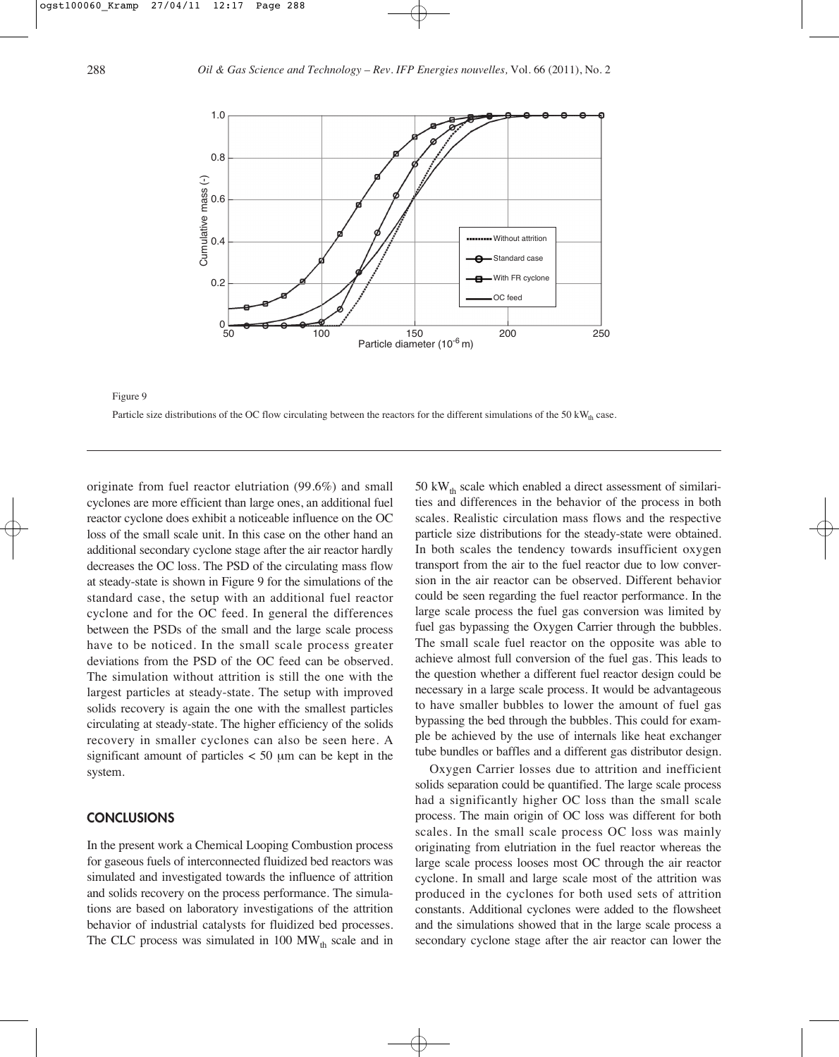1.0

0.8

0.6

0.4

0.2

0

Cumulative mass (-)

50

100

150

200

250

Particle diameter ($10^{-6}$ m)

Without attrition

Standard case

With FR cyclone

OC feed

Figure 9

Particle size distributions of the OC flow circulating between the reactors for the different simulations of the 50 $kW_{th}$ case.

originate from fuel reactor elutriation (99.6%) and small cyclones are more efficient than large ones, an additional fuel reactor cyclone does exhibit a noticeable influence on the OC loss of the small scale unit. In this case on the other hand an additional secondary cyclone stage after the air reactor hardly decreases the OC loss. The PSD of the circulating mass flow at steady-state is shown in Figure 9 for the simulations of the standard case, the setup with an additional fuel reactor cyclone and for the OC feed. In general the differences between the PSDs of the small and the large scale process have to be noticed. In the small scale process greater deviations from the PSD of the OC feed can be observed. The simulation without attrition is still the one with the largest particles at steady-state. The setup with improved solids recovery is again the one with the smallest particles circulating at steady-state. The higher efficiency of the solids recovery in smaller cyclones can also be seen here. A significant amount of particles < 50 μm can be kept in the system.

## CONCLUSIONS

In the present work a Chemical Looping Combustion process for gaseous fuels of interconnected fluidized bed reactors was simulated and investigated towards the influence of attrition and solids recovery on the process performance. The simulations are based on laboratory investigations of the attrition behavior of industrial catalysts for fluidized bed processes. The CLC process was simulated in 100 $MW_{th}$ scale and in 50 $kW_{th}$ scale which enabled a direct assessment of similarities and differences in the behavior of the process in both scales. Realistic circulation mass flows and the respective particle size distributions for the steady-state were obtained. In both scales the tendency towards insufficient oxygen transport from the air to the fuel reactor due to low conversion in the air reactor can be observed. Different behavior could be seen regarding the fuel reactor performance. In the large scale process the fuel gas conversion was limited by fuel gas bypassing the Oxygen Carrier through the bubbles. The small scale fuel reactor on the opposite was able to achieve almost full conversion of the fuel gas. This leads to the question whether a different fuel reactor design could be necessary in a large scale process. It would be advantageous to have smaller bubbles to lower the amount of fuel gas bypassing the bed through the bubbles. This could for example be achieved by the use of internals like heat exchanger tube bundles or baffles and a different gas distributor design.

Oxygen Carrier losses due to attrition and inefficient solids separation could be quantified. The large scale process had a significantly higher OC loss than the small scale process. The main origin of OC loss was different for both scales. In the small scale process OC loss was mainly originating from elutriation in the fuel reactor whereas the large scale process looses most OC through the air reactor cyclone. In small and large scale most of the attrition was produced in the cyclones for both used sets of attrition constants. Additional cyclones were added to the flowsheet and the simulations showed that in the large scale process a secondary cyclone stage after the air reactor can lower the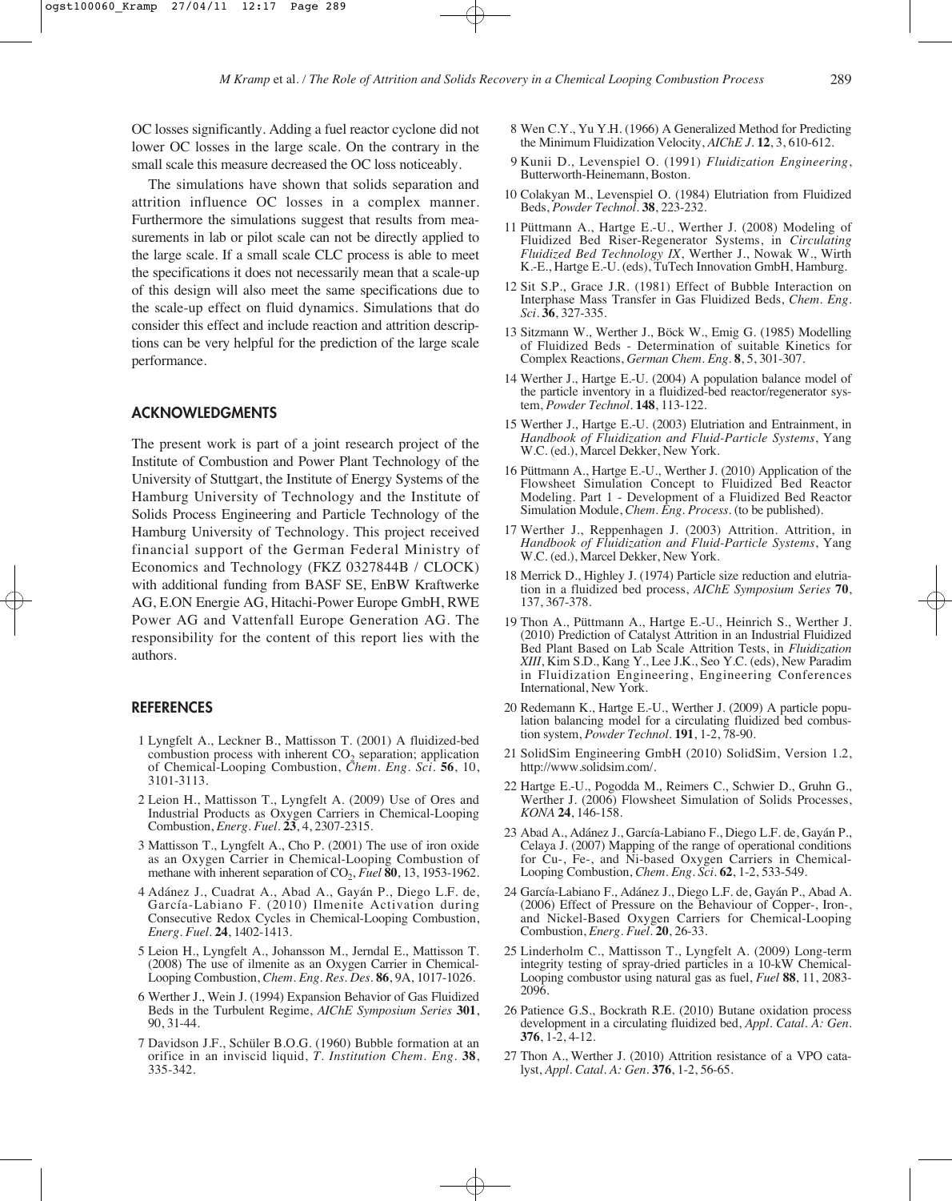OC losses significantly. Adding a fuel reactor cyclone did not lower OC losses in the large scale. On the contrary in the small scale this measure decreased the OC loss noticeably.

The simulations have shown that solids separation and attrition influence OC losses in a complex manner. Furthermore the simulations suggest that results from measurements in lab or pilot scale can not be directly applied to the large scale. If a small scale CLC process is able to meet the specifications it does not necessarily mean that a scale-up of this design will also meet the same specifications due to the scale-up effect on fluid dynamics. Simulations that do consider this effect and include reaction and attrition descriptions can be very helpful for the prediction of the large scale performance.

## ACKNOWLEDGMENTS

The present work is part of a joint research project of the Institute of Combustion and Power Plant Technology of the University of Stuttgart, the Institute of Energy Systems of the Hamburg University of Technology and the Institute of Solids Process Engineering and Particle Technology of the Hamburg University of Technology. This project received financial support of the German Federal Ministry of Economics and Technology (FKZ 0327844B / CLOCK) with additional funding from BASF SE, EnBW Kraftwerke AG, E.ON Energie AG, Hitachi-Power Europe GmbH, RWE Power AG and Vattenfall Europe Generation AG. The responsibility for the content of this report lies with the authors.

## REFERENCES

1 Lyngfelt A., Leckner B., Mattisson T. (2001) A fluidized-bed combustion process with inherent $CO_2$ separation; application of Chemical-Looping Combustion, *Chem. Eng. Sci.* **56**, 10, 3101-3113.

2 Leion H., Mattisson T., Lyngfelt A. (2009) Use of Ores and Industrial Products as Oxygen Carriers in Chemical-Looping Combustion, *Energ. Fuel.* **23**, 4, 2307-2315.

3 Mattisson T., Lyngfelt A., Cho P. (2001) The use of iron oxide as an Oxygen Carrier in Chemical-Looping Combustion of methane with inherent separation of $CO_2$, *Fuel* **80**, 13, 1953-1962.

4 Adánez J., Cuadrat A., Abad A., Gayán P., Diego L.F. de, García-Labiano F. (2010) Ilmenite Activation during Consecutive Redox Cycles in Chemical-Looping Combustion, *Energ. Fuel.* **24**, 1402-1413.

5 Leion H., Lyngfelt A., Johansson M., Jerndal E., Mattisson T. (2008) The use of ilmenite as an Oxygen Carrier in Chemical-Looping Combustion, *Chem. Eng. Res. Des.* **86**, 9A, 1017-1026.

6 Werther J., Wein J. (1994) Expansion Behavior of Gas Fluidized Beds in the Turbulent Regime, *AIChE Symposium Series* **301**, 90, 31-44.

7 Davidson J.F., Schüler B.O.G. (1960) Bubble formation at an orifice in an inviscid liquid, *T. Institution Chem. Eng.* **38**, 335-342.

8 Wen C.Y., Yu Y.H. (1966) A Generalized Method for Predicting the Minimum Fluidization Velocity, *AIChE J.* **12**, 3, 610-612.

9 Kunii D., Levenspiel O. (1991) *Fluidization Engineering*, Butterworth-Heinemann, Boston.

10 Colakyan M., Levenspiel O. (1984) Elutriation from Fluidized Beds, *Powder Technol.* **38**, 223-232.

11 Püttmann A., Hartge E.-U., Werther J. (2008) Modeling of Fluidized Bed Riser-Regenerator Systems, in *Circulating Fluidized Bed Technology IX*, Werther J., Nowak W., Wirth K.-E., Hartge E.-U. (eds), TuTech Innovation GmbH, Hamburg.

12 Sit S.P., Grace J.R. (1981) Effect of Bubble Interaction on Interphase Mass Transfer in Gas Fluidized Beds, *Chem. Eng. Sci.* **36**, 327-335.

13 Sitzmann W., Werther J., Böck W., Emig G. (1985) Modelling of Fluidized Beds - Determination of suitable Kinetics for Complex Reactions, *German Chem. Eng.* **8**, 5, 301-307.

14 Werther J., Hartge E.-U. (2004) A population balance model of the particle inventory in a fluidized-bed reactor/regenerator system, *Powder Technol.* **148**, 113-122.

15 Werther J., Hartge E.-U. (2003) Elutriation and Entrainment, in *Handbook of Fluidization and Fluid-Particle Systems*, Yang W.C. (ed.), Marcel Dekker, New York.

16 Püttmann A., Hartge E.-U., Werther J. (2010) Application of the Flowsheet Simulation Concept to Fluidized Bed Reactor Modeling. Part 1 - Development of a Fluidized Bed Reactor Simulation Module, *Chem. Eng. Process.* (to be published).

17 Werther J., Reppenhagen J. (2003) Attrition. Attrition, in *Handbook of Fluidization and Fluid-Particle Systems*, Yang W.C. (ed.), Marcel Dekker, New York.

18 Merrick D., Highley J. (1974) Particle size reduction and elutriation in a fluidized bed process, *AIChE Symposium Series* **70**, 137, 367-378.

19 Thon A., Püttmann A., Hartge E.-U., Heinrich S., Werther J. (2010) Prediction of Catalyst Attrition in an Industrial Fluidized Bed Plant Based on Lab Scale Attrition Tests, in *Fluidization XIII*, Kim S.D., Kang Y., Lee J.K., Seo Y.C. (eds), New Paradim in Fluidization Engineering, Engineering Conferences International, New York.

20 Redemann K., Hartge E.-U., Werther J. (2009) A particle population balancing model for a circulating fluidized bed combustion system, *Powder Technol.* **191**, 1-2, 78-90.

21 SolidSim Engineering GmbH (2010) SolidSim, Version 1.2, http://www.solidsim.com/.

22 Hartge E.-U., Pogodda M., Reimers C., Schwier D., Gruhn G., Werther J. (2006) Flowsheet Simulation of Solids Processes, *KONA* **24**, 146-158.

23 Abad A., Adánez J., García-Labiano F., Diego L.F. de, Gayán P., Celaya J. (2007) Mapping of the range of operational conditions for Cu-, Fe-, and Ni-based Oxygen Carriers in Chemical-Looping Combustion, *Chem. Eng. Sci.* **62**, 1-2, 533-549.

24 García-Labiano F., Adánez J., Diego L.F. de, Gayán P., Abad A. (2006) Effect of Pressure on the Behaviour of Copper-, Iron-, and Nickel-Based Oxygen Carriers for Chemical-Looping Combustion, *Energ. Fuel.* **20**, 26-33.

25 Linderholm C., Mattisson T., Lyngfelt A. (2009) Long-term integrity testing of spray-dried particles in a 10-kW Chemical-Looping combustor using natural gas as fuel, *Fuel* **88**, 11, 2083-2096.

26 Patience G.S., Bockrath R.E. (2010) Butane oxidation process development in a circulating fluidized bed, *Appl. Catal. A: Gen.* **376**, 1-2, 4-12.

27 Thon A., Werther J. (2010) Attrition resistance of a VPO catalyst, *Appl. Catal. A: Gen.* **376**, 1-2, 56-65.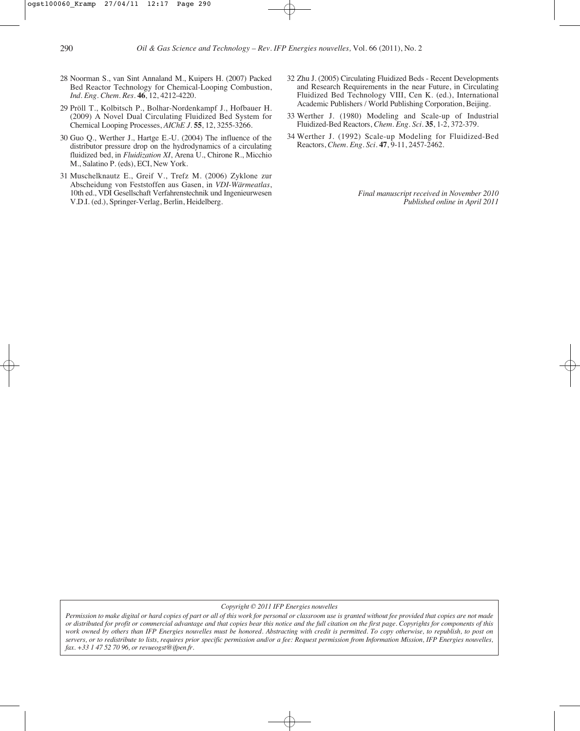28 Noorman S., van Sint Annaland M., Kuipers H. (2007) Packed Bed Reactor Technology for Chemical-Looping Combustion, *Ind. Eng. Chem. Res.* **46**, 12, 4212-4220.

29 Pröll T., Kolbitsch P., Bolhar-Nordenkampf J., Hofbauer H. (2009) A Novel Dual Circulating Fluidized Bed System for Chemical Looping Processes, *AIChE J.* **55**, 12, 3255-3266.

30 Guo Q., Werther J., Hartge E.-U. (2004) The influence of the distributor pressure drop on the hydrodynamics of a circulating fluidized bed, in *Fluidization XI*, Arena U., Chirone R., Micchio M., Salatino P. (eds), ECI, New York.

31 Muschelknautz E., Greif V., Trefz M. (2006) Zyklone zur Abscheidung von Feststoffen aus Gasen, in *VDI-Wärmeatlas*, 10th ed., VDI Gesellschaft Verfahrenstechnik und Ingenieurwesen V.D.I. (ed.), Springer-Verlag, Berlin, Heidelberg.

32 Zhu J. (2005) Circulating Fluidized Beds - Recent Developments and Research Requirements in the near Future, in Circulating Fluidized Bed Technology VIII, Cen K. (ed.), International Academic Publishers / World Publishing Corporation, Beijing.

33 Werther J. (1980) Modeling and Scale-up of Industrial Fluidized-Bed Reactors, *Chem. Eng. Sci.* **35**, 1-2, 372-379.

34 Werther J. (1992) Scale-up Modeling for Fluidized-Bed Reactors, *Chem. Eng. Sci.* **47**, 9-11, 2457-2462.

*Final manuscript received in November 2010*
*Published online in April 2011*

*Copyright © 2011 IFP Energies nouvelles*

*Permission to make digital or hard copies of part or all of this work for personal or classroom use is granted without fee provided that copies are not made or distributed for profit or commercial advantage and that copies bear this notice and the full citation on the first page. Copyrights for components of this work owned by others than IFP Energies nouvelles must be honored. Abstracting with credit is permitted. To copy otherwise, to republish, to post on servers, or to redistribute to lists, requires prior specific permission and/or a fee: Request permission from Information Mission, IFP Energies nouvelles, fax. +33 1 47 52 70 96, or revueogst@ifpen.fr.*